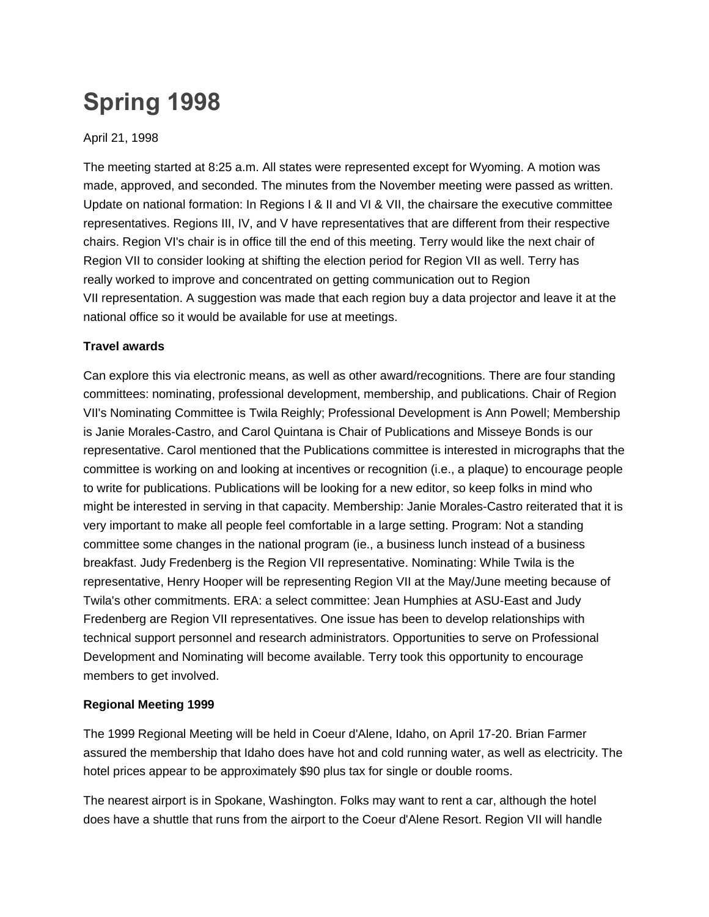# Spring 1998

April 21, 1998

The meeting started at 8:25 a.m. All states were represented except for Wyoming. A motion was made, approved, and seconded. The minutes from the November meeting were passed as written. Update on national formation: In Regions I & II and VI & VII, the chairsare the executive committee representatives. Regions III, IV, and V have representatives that are different from their respective chairs. Region VI's chair is in office till the end of this meeting. Terry would like the next chair of Region VII to consider looking at shifting the election period for Region VII as well. Terry has really worked to improve and concentrated on getting communication out to Region VII representation. A suggestion was made that each region buy a data projector and leave it at the national office so it would be available for use at meetings.

**Travel awards**

Can explore this via electronic means, as well as other award/recognitions. There are four standing committees: nominating, professional development, membership, and publications. Chair of Region VII's Nominating Committee is Twila Reighly; Professional Development is Ann Powell; Membership is Janie Morales-Castro, and Carol Quintana is Chair of Publications and Misseye Bonds is our representative. Carol mentioned that the Publications committee is interested in micrographs that the committee is working on and looking at incentives or recognition (i.e., a plaque) to encourage people to write for publications. Publications will be looking for a new editor, so keep folks in mind who might be interested in serving in that capacity. Membership: Janie Morales-Castro reiterated that it is very important to make all people feel comfortable in a large setting. Program: Not a standing committee some changes in the national program (ie., a business lunch instead of a business breakfast. Judy Fredenberg is the Region VII representative. Nominating: While Twila is the representative, Henry Hooper will be representing Region VII at the May/June meeting because of Twila's other commitments. ERA: a select committee: Jean Humphies at ASU-East and Judy Fredenberg are Region VII representatives. One issue has been to develop relationships with technical support personnel and research administrators. Opportunities to serve on Professional Development and Nominating will become available. Terry took this opportunity to encourage members to get involved.

**Regional Meeting 1999**

The 1999 Regional Meeting will be held in Coeur d'Alene, Idaho, on April 17-20. Brian Farmer assured the membership that Idaho does have hot and cold running water, as well as electricity. The hotel prices appear to be approximately $90 plus tax for single or double rooms.

The nearest airport is in Spokane, Washington. Folks may want to rent a car, although the hotel does have a shuttle that runs from the airport to the Coeur d'Alene Resort. Region VII will handle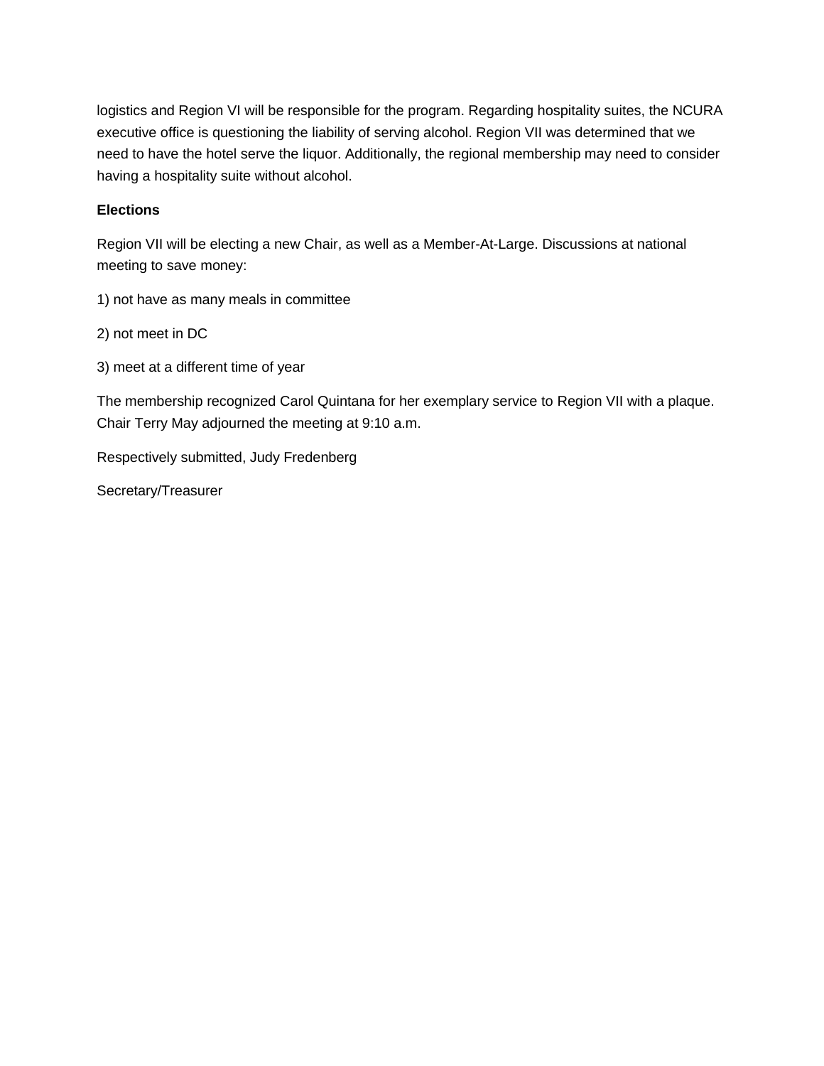logistics and Region VI will be responsible for the program. Regarding hospitality suites, the NCURA executive office is questioning the liability of serving alcohol. Region VII was determined that we need to have the hotel serve the liquor. Additionally, the regional membership may need to consider having a hospitality suite without alcohol.

**Elections**

Region VII will be electing a new Chair, as well as a Member-At-Large. Discussions at national meeting to save money:

1) not have as many meals in committee

2) not meet in DC

3) meet at a different time of year

The membership recognized Carol Quintana for her exemplary service to Region VII with a plaque. Chair Terry May adjourned the meeting at 9:10 a.m.

Respectively submitted, Judy Fredenberg

Secretary/Treasurer